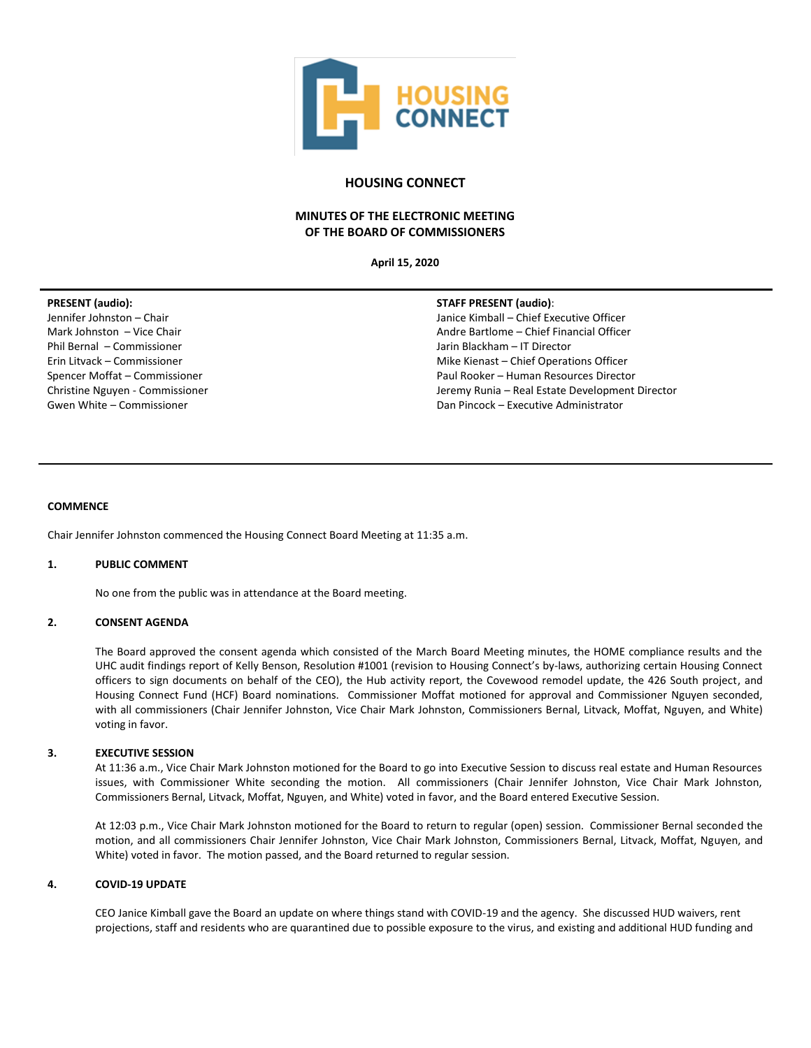# HOUSING CONNECT

## MINUTES OF THE ELECTRONIC MEETING OF THE BOARD OF COMMISSIONERS

**April 15, 2020**

**PRESENT (audio):**
Jennifer Johnston – Chair
Mark Johnston – Vice Chair
Phil Bernal – Commissioner
Erin Litvack – Commissioner
Spencer Moffat – Commissioner
Christine Nguyen - Commissioner
Gwen White – Commissioner

**STAFF PRESENT (audio)**:
Janice Kimball – Chief Executive Officer
Andre Bartlome – Chief Financial Officer
Jarin Blackham – IT Director
Mike Kienast – Chief Operations Officer
Paul Rooker – Human Resources Director
Jeremy Runia – Real Estate Development Director
Dan Pincock – Executive Administrator

### COMMENCE

Chair Jennifer Johnston commenced the Housing Connect Board Meeting at 11:35 a.m.

### 1. PUBLIC COMMENT

No one from the public was in attendance at the Board meeting.

### 2. CONSENT AGENDA

The Board approved the consent agenda which consisted of the March Board Meeting minutes, the HOME compliance results and the UHC audit findings report of Kelly Benson, Resolution #1001 (revision to Housing Connect's by-laws, authorizing certain Housing Connect officers to sign documents on behalf of the CEO), the Hub activity report, the Covewood remodel update, the 426 South project, and Housing Connect Fund (HCF) Board nominations. Commissioner Moffat motioned for approval and Commissioner Nguyen seconded, with all commissioners (Chair Jennifer Johnston, Vice Chair Mark Johnston, Commissioners Bernal, Litvack, Moffat, Nguyen, and White) voting in favor.

### 3. EXECUTIVE SESSION

At 11:36 a.m., Vice Chair Mark Johnston motioned for the Board to go into Executive Session to discuss real estate and Human Resources issues, with Commissioner White seconding the motion. All commissioners (Chair Jennifer Johnston, Vice Chair Mark Johnston, Commissioners Bernal, Litvack, Moffat, Nguyen, and White) voted in favor, and the Board entered Executive Session.

At 12:03 p.m., Vice Chair Mark Johnston motioned for the Board to return to regular (open) session. Commissioner Bernal seconded the motion, and all commissioners Chair Jennifer Johnston, Vice Chair Mark Johnston, Commissioners Bernal, Litvack, Moffat, Nguyen, and White) voted in favor. The motion passed, and the Board returned to regular session.

### 4. COVID-19 UPDATE

CEO Janice Kimball gave the Board an update on where things stand with COVID-19 and the agency. She discussed HUD waivers, rent projections, staff and residents who are quarantined due to possible exposure to the virus, and existing and additional HUD funding and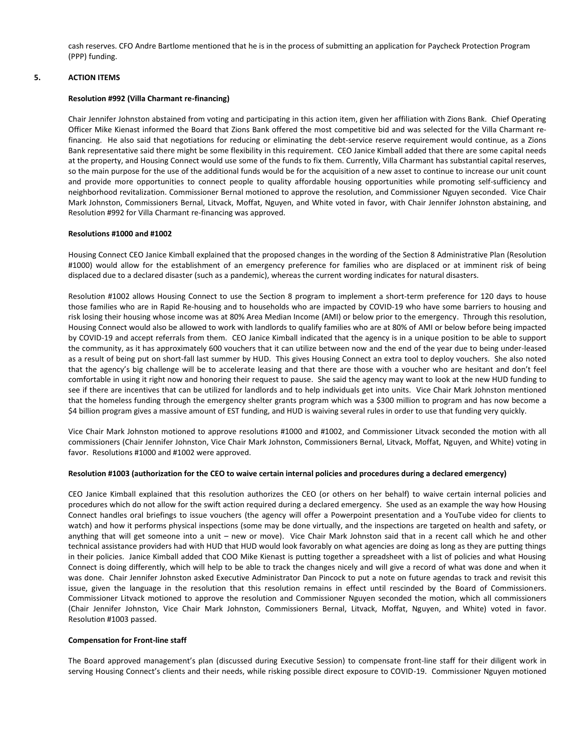cash reserves. CFO Andre Bartlome mentioned that he is in the process of submitting an application for Paycheck Protection Program (PPP) funding.

## 5. ACTION ITEMS

**Resolution #992 (Villa Charmant re-financing)**

Chair Jennifer Johnston abstained from voting and participating in this action item, given her affiliation with Zions Bank. Chief Operating Officer Mike Kienast informed the Board that Zions Bank offered the most competitive bid and was selected for the Villa Charmant re-financing. He also said that negotiations for reducing or eliminating the debt-service reserve requirement would continue, as a Zions Bank representative said there might be some flexibility in this requirement. CEO Janice Kimball added that there are some capital needs at the property, and Housing Connect would use some of the funds to fix them. Currently, Villa Charmant has substantial capital reserves, so the main purpose for the use of the additional funds would be for the acquisition of a new asset to continue to increase our unit count and provide more opportunities to connect people to quality affordable housing opportunities while promoting self-sufficiency and neighborhood revitalization. Commissioner Bernal motioned to approve the resolution, and Commissioner Nguyen seconded. Vice Chair Mark Johnston, Commissioners Bernal, Litvack, Moffat, Nguyen, and White voted in favor, with Chair Jennifer Johnston abstaining, and Resolution #992 for Villa Charmant re-financing was approved.

**Resolutions #1000 and #1002**

Housing Connect CEO Janice Kimball explained that the proposed changes in the wording of the Section 8 Administrative Plan (Resolution #1000) would allow for the establishment of an emergency preference for families who are displaced or at imminent risk of being displaced due to a declared disaster (such as a pandemic), whereas the current wording indicates for natural disasters.

Resolution #1002 allows Housing Connect to use the Section 8 program to implement a short-term preference for 120 days to house those families who are in Rapid Re-housing and to households who are impacted by COVID-19 who have some barriers to housing and risk losing their housing whose income was at 80% Area Median Income (AMI) or below prior to the emergency. Through this resolution, Housing Connect would also be allowed to work with landlords to qualify families who are at 80% of AMI or below before being impacted by COVID-19 and accept referrals from them. CEO Janice Kimball indicated that the agency is in a unique position to be able to support the community, as it has approximately 600 vouchers that it can utilize between now and the end of the year due to being under-leased as a result of being put on short-fall last summer by HUD. This gives Housing Connect an extra tool to deploy vouchers. She also noted that the agency's big challenge will be to accelerate leasing and that there are those with a voucher who are hesitant and don't feel comfortable in using it right now and honoring their request to pause. She said the agency may want to look at the new HUD funding to see if there are incentives that can be utilized for landlords and to help individuals get into units. Vice Chair Mark Johnston mentioned that the homeless funding through the emergency shelter grants program which was a $300 million to program and has now become a $4 billion program gives a massive amount of EST funding, and HUD is waiving several rules in order to use that funding very quickly.

Vice Chair Mark Johnston motioned to approve resolutions #1000 and #1002, and Commissioner Litvack seconded the motion with all commissioners (Chair Jennifer Johnston, Vice Chair Mark Johnston, Commissioners Bernal, Litvack, Moffat, Nguyen, and White) voting in favor. Resolutions #1000 and #1002 were approved.

**Resolution #1003 (authorization for the CEO to waive certain internal policies and procedures during a declared emergency)**

CEO Janice Kimball explained that this resolution authorizes the CEO (or others on her behalf) to waive certain internal policies and procedures which do not allow for the swift action required during a declared emergency. She used as an example the way how Housing Connect handles oral briefings to issue vouchers (the agency will offer a Powerpoint presentation and a YouTube video for clients to watch) and how it performs physical inspections (some may be done virtually, and the inspections are targeted on health and safety, or anything that will get someone into a unit – new or move). Vice Chair Mark Johnston said that in a recent call which he and other technical assistance providers had with HUD that HUD would look favorably on what agencies are doing as long as they are putting things in their policies. Janice Kimball added that COO Mike Kienast is putting together a spreadsheet with a list of policies and what Housing Connect is doing differently, which will help to be able to track the changes nicely and will give a record of what was done and when it was done. Chair Jennifer Johnston asked Executive Administrator Dan Pincock to put a note on future agendas to track and revisit this issue, given the language in the resolution that this resolution remains in effect until rescinded by the Board of Commissioners. Commissioner Litvack motioned to approve the resolution and Commissioner Nguyen seconded the motion, which all commissioners (Chair Jennifer Johnston, Vice Chair Mark Johnston, Commissioners Bernal, Litvack, Moffat, Nguyen, and White) voted in favor. Resolution #1003 passed.

**Compensation for Front-line staff**

The Board approved management's plan (discussed during Executive Session) to compensate front-line staff for their diligent work in serving Housing Connect's clients and their needs, while risking possible direct exposure to COVID-19. Commissioner Nguyen motioned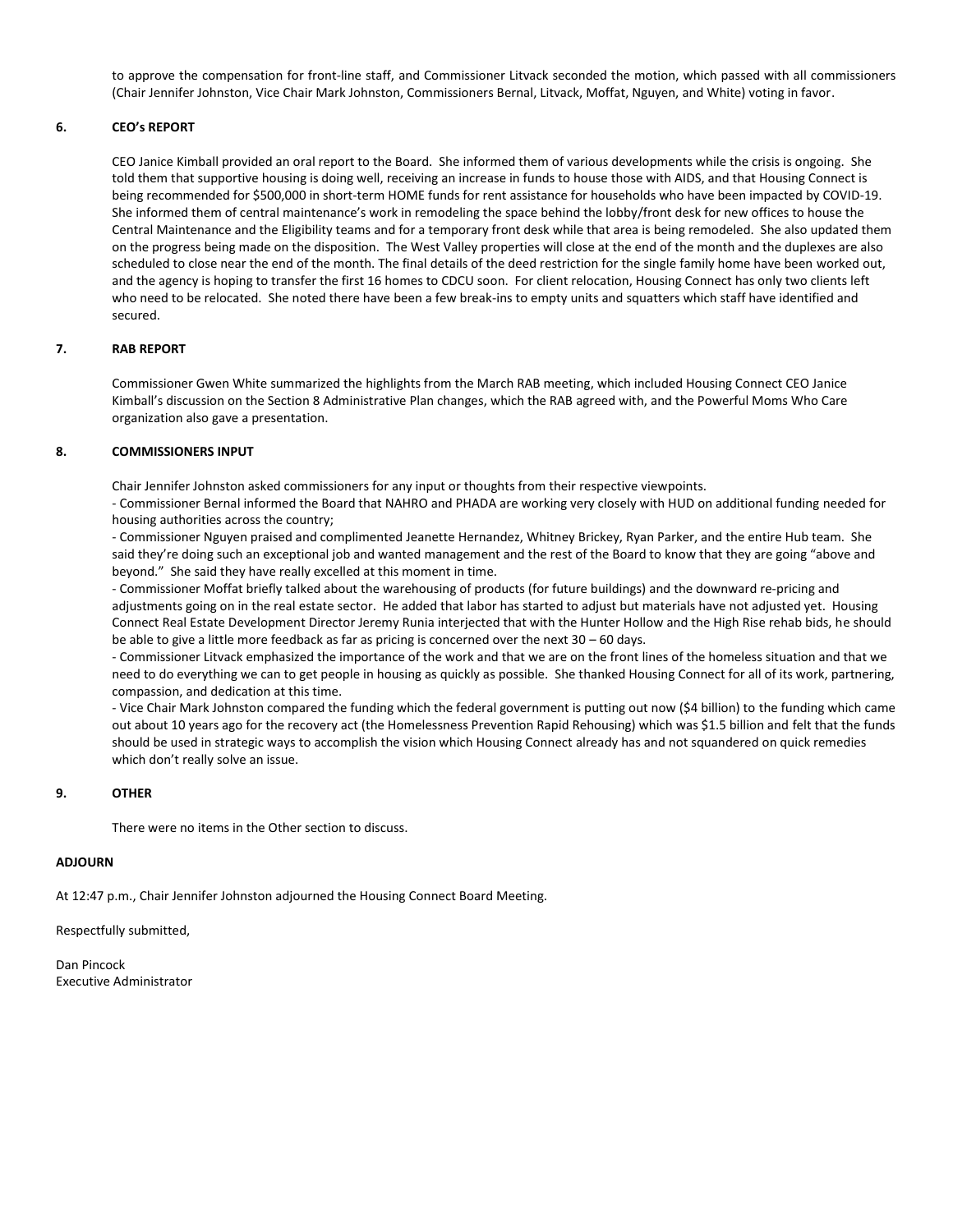to approve the compensation for front-line staff, and Commissioner Litvack seconded the motion, which passed with all commissioners (Chair Jennifer Johnston, Vice Chair Mark Johnston, Commissioners Bernal, Litvack, Moffat, Nguyen, and White) voting in favor.

## 6. CEO's REPORT

CEO Janice Kimball provided an oral report to the Board. She informed them of various developments while the crisis is ongoing. She told them that supportive housing is doing well, receiving an increase in funds to house those with AIDS, and that Housing Connect is being recommended for $500,000 in short-term HOME funds for rent assistance for households who have been impacted by COVID-19. She informed them of central maintenance's work in remodeling the space behind the lobby/front desk for new offices to house the Central Maintenance and the Eligibility teams and for a temporary front desk while that area is being remodeled. She also updated them on the progress being made on the disposition. The West Valley properties will close at the end of the month and the duplexes are also scheduled to close near the end of the month. The final details of the deed restriction for the single family home have been worked out, and the agency is hoping to transfer the first 16 homes to CDCU soon. For client relocation, Housing Connect has only two clients left who need to be relocated. She noted there have been a few break-ins to empty units and squatters which staff have identified and secured.

## 7. RAB REPORT

Commissioner Gwen White summarized the highlights from the March RAB meeting, which included Housing Connect CEO Janice Kimball's discussion on the Section 8 Administrative Plan changes, which the RAB agreed with, and the Powerful Moms Who Care organization also gave a presentation.

## 8. COMMISSIONERS INPUT

Chair Jennifer Johnston asked commissioners for any input or thoughts from their respective viewpoints.

- Commissioner Bernal informed the Board that NAHRO and PHADA are working very closely with HUD on additional funding needed for housing authorities across the country;
- Commissioner Nguyen praised and complimented Jeanette Hernandez, Whitney Brickey, Ryan Parker, and the entire Hub team. She said they're doing such an exceptional job and wanted management and the rest of the Board to know that they are going "above and beyond." She said they have really excelled at this moment in time.
- Commissioner Moffat briefly talked about the warehousing of products (for future buildings) and the downward re-pricing and adjustments going on in the real estate sector. He added that labor has started to adjust but materials have not adjusted yet. Housing Connect Real Estate Development Director Jeremy Runia interjected that with the Hunter Hollow and the High Rise rehab bids, he should be able to give a little more feedback as far as pricing is concerned over the next 30 – 60 days.
- Commissioner Litvack emphasized the importance of the work and that we are on the front lines of the homeless situation and that we need to do everything we can to get people in housing as quickly as possible. She thanked Housing Connect for all of its work, partnering, compassion, and dedication at this time.
- Vice Chair Mark Johnston compared the funding which the federal government is putting out now ($4 billion) to the funding which came out about 10 years ago for the recovery act (the Homelessness Prevention Rapid Rehousing) which was $1.5 billion and felt that the funds should be used in strategic ways to accomplish the vision which Housing Connect already has and not squandered on quick remedies which don't really solve an issue.

## 9. OTHER

There were no items in the Other section to discuss.

## ADJOURN

At 12:47 p.m., Chair Jennifer Johnston adjourned the Housing Connect Board Meeting.

Respectfully submitted,

Dan Pincock
Executive Administrator